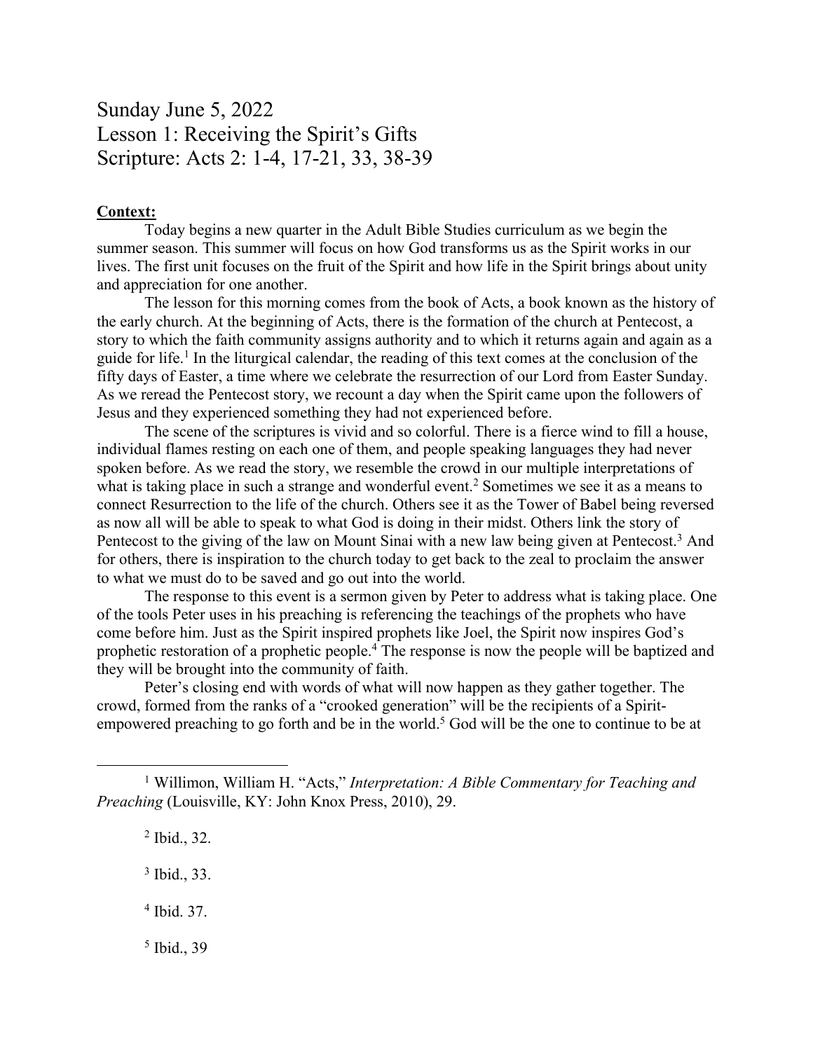# Sunday June 5, 2022
# Lesson 1: Receiving the Spirit's Gifts
# Scripture: Acts 2: 1-4, 17-21, 33, 38-39

**Context:**

Today begins a new quarter in the Adult Bible Studies curriculum as we begin the summer season. This summer will focus on how God transforms us as the Spirit works in our lives. The first unit focuses on the fruit of the Spirit and how life in the Spirit brings about unity and appreciation for one another.

The lesson for this morning comes from the book of Acts, a book known as the history of the early church. At the beginning of Acts, there is the formation of the church at Pentecost, a story to which the faith community assigns authority and to which it returns again and again as a guide for life.[1] In the liturgical calendar, the reading of this text comes at the conclusion of the fifty days of Easter, a time where we celebrate the resurrection of our Lord from Easter Sunday. As we reread the Pentecost story, we recount a day when the Spirit came upon the followers of Jesus and they experienced something they had not experienced before.

The scene of the scriptures is vivid and so colorful. There is a fierce wind to fill a house, individual flames resting on each one of them, and people speaking languages they had never spoken before. As we read the story, we resemble the crowd in our multiple interpretations of what is taking place in such a strange and wonderful event.[2] Sometimes we see it as a means to connect Resurrection to the life of the church. Others see it as the Tower of Babel being reversed as now all will be able to speak to what God is doing in their midst. Others link the story of Pentecost to the giving of the law on Mount Sinai with a new law being given at Pentecost.[3] And for others, there is inspiration to the church today to get back to the zeal to proclaim the answer to what we must do to be saved and go out into the world.

The response to this event is a sermon given by Peter to address what is taking place. One of the tools Peter uses in his preaching is referencing the teachings of the prophets who have come before him. Just as the Spirit inspired prophets like Joel, the Spirit now inspires God's prophetic restoration of a prophetic people.[4] The response is now the people will be baptized and they will be brought into the community of faith.

Peter's closing end with words of what will now happen as they gather together. The crowd, formed from the ranks of a "crooked generation" will be the recipients of a Spirit-empowered preaching to go forth and be in the world.[5] God will be the one to continue to be at

---

[1] Willimon, William H. "Acts," *Interpretation: A Bible Commentary for Teaching and Preaching* (Louisville, KY: John Knox Press, 2010), 29.

[2] Ibid., 32.

[3] Ibid., 33.

[4] Ibid. 37.

[5] Ibid., 39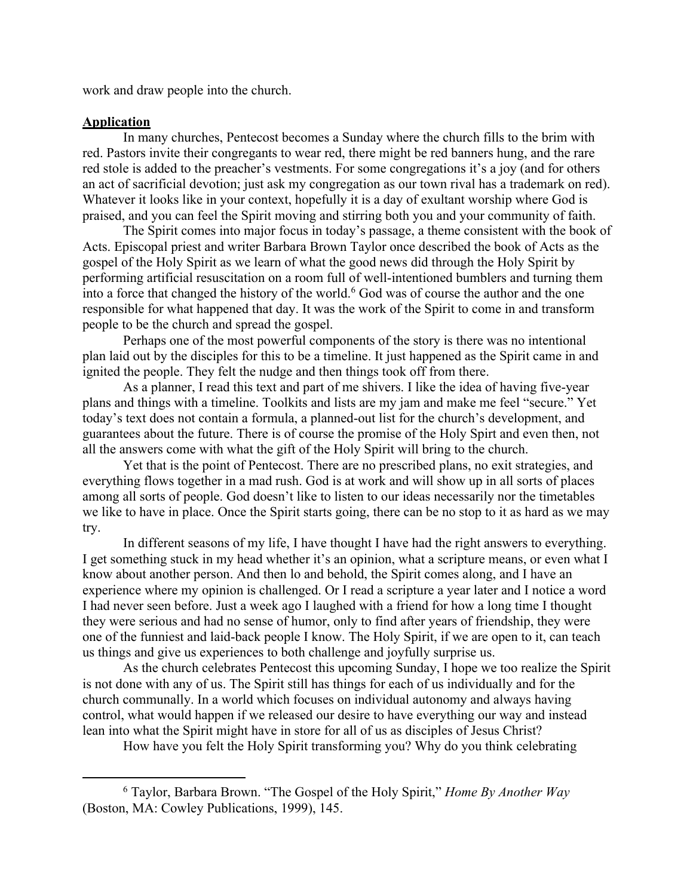work and draw people into the church.

**Application**

In many churches, Pentecost becomes a Sunday where the church fills to the brim with red. Pastors invite their congregants to wear red, there might be red banners hung, and the rare red stole is added to the preacher's vestments. For some congregations it's a joy (and for others an act of sacrificial devotion; just ask my congregation as our town rival has a trademark on red). Whatever it looks like in your context, hopefully it is a day of exultant worship where God is praised, and you can feel the Spirit moving and stirring both you and your community of faith.

The Spirit comes into major focus in today's passage, a theme consistent with the book of Acts. Episcopal priest and writer Barbara Brown Taylor once described the book of Acts as the gospel of the Holy Spirit as we learn of what the good news did through the Holy Spirit by performing artificial resuscitation on a room full of well-intentioned bumblers and turning them into a force that changed the history of the world.[6] God was of course the author and the one responsible for what happened that day. It was the work of the Spirit to come in and transform people to be the church and spread the gospel.

Perhaps one of the most powerful components of the story is there was no intentional plan laid out by the disciples for this to be a timeline. It just happened as the Spirit came in and ignited the people. They felt the nudge and then things took off from there.

As a planner, I read this text and part of me shivers. I like the idea of having five-year plans and things with a timeline. Toolkits and lists are my jam and make me feel "secure." Yet today's text does not contain a formula, a planned-out list for the church's development, and guarantees about the future. There is of course the promise of the Holy Spirt and even then, not all the answers come with what the gift of the Holy Spirit will bring to the church.

Yet that is the point of Pentecost. There are no prescribed plans, no exit strategies, and everything flows together in a mad rush. God is at work and will show up in all sorts of places among all sorts of people. God doesn't like to listen to our ideas necessarily nor the timetables we like to have in place. Once the Spirit starts going, there can be no stop to it as hard as we may try.

In different seasons of my life, I have thought I have had the right answers to everything. I get something stuck in my head whether it's an opinion, what a scripture means, or even what I know about another person. And then lo and behold, the Spirit comes along, and I have an experience where my opinion is challenged. Or I read a scripture a year later and I notice a word I had never seen before. Just a week ago I laughed with a friend for how a long time I thought they were serious and had no sense of humor, only to find after years of friendship, they were one of the funniest and laid-back people I know. The Holy Spirit, if we are open to it, can teach us things and give us experiences to both challenge and joyfully surprise us.

As the church celebrates Pentecost this upcoming Sunday, I hope we too realize the Spirit is not done with any of us. The Spirit still has things for each of us individually and for the church communally. In a world which focuses on individual autonomy and always having control, what would happen if we released our desire to have everything our way and instead lean into what the Spirit might have in store for all of us as disciples of Jesus Christ?

How have you felt the Holy Spirit transforming you? Why do you think celebrating

---

[6] Taylor, Barbara Brown. "The Gospel of the Holy Spirit," *Home By Another Way* (Boston, MA: Cowley Publications, 1999), 145.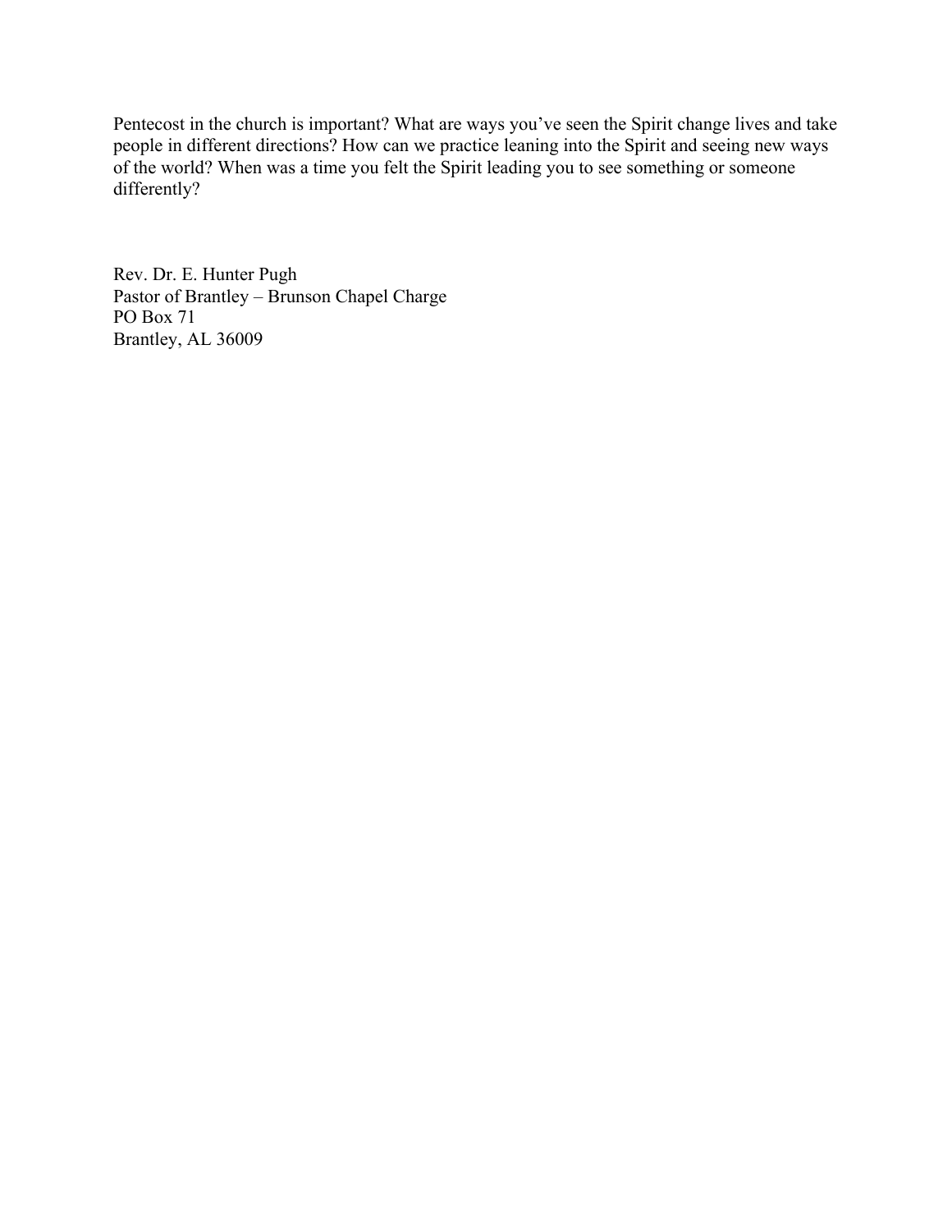Pentecost in the church is important? What are ways you've seen the Spirit change lives and take people in different directions? How can we practice leaning into the Spirit and seeing new ways of the world? When was a time you felt the Spirit leading you to see something or someone differently?

Rev. Dr. E. Hunter Pugh
Pastor of Brantley – Brunson Chapel Charge
PO Box 71
Brantley, AL 36009